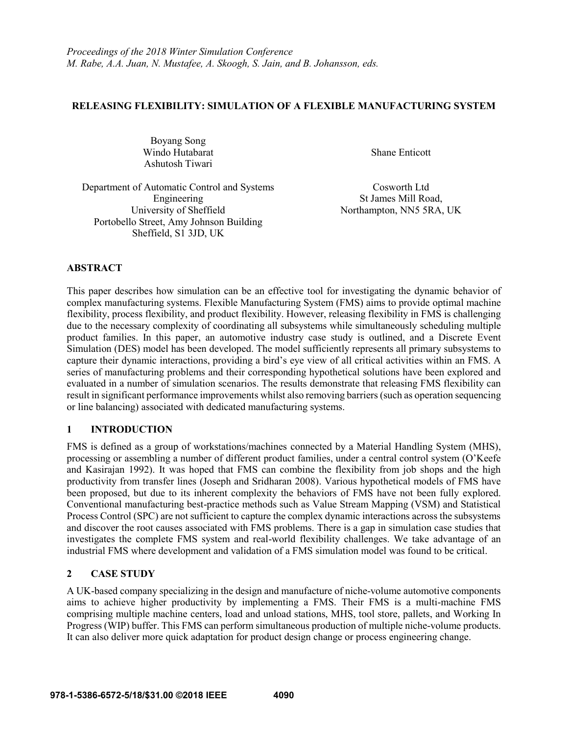*Proceedings of the 2018 Winter Simulation Conference*
*M. Rabe, A.A. Juan, N. Mustafee, A. Skoogh, S. Jain, and B. Johansson, eds.*

# RELEASING FLEXIBILITY: SIMULATION OF A FLEXIBLE MANUFACTURING SYSTEM

Boyang Song
Windo Hutabarat
Ashutosh Tiwari

Department of Automatic Control and Systems Engineering
University of Sheffield
Portobello Street, Amy Johnson Building
Sheffield, S1 3JD, UK

Shane Enticott

Cosworth Ltd
St James Mill Road,
Northampton, NN5 5RA, UK

## ABSTRACT

This paper describes how simulation can be an effective tool for investigating the dynamic behavior of complex manufacturing systems. Flexible Manufacturing System (FMS) aims to provide optimal machine flexibility, process flexibility, and product flexibility. However, releasing flexibility in FMS is challenging due to the necessary complexity of coordinating all subsystems while simultaneously scheduling multiple product families. In this paper, an automotive industry case study is outlined, and a Discrete Event Simulation (DES) model has been developed. The model sufficiently represents all primary subsystems to capture their dynamic interactions, providing a bird's eye view of all critical activities within an FMS. A series of manufacturing problems and their corresponding hypothetical solutions have been explored and evaluated in a number of simulation scenarios. The results demonstrate that releasing FMS flexibility can result in significant performance improvements whilst also removing barriers (such as operation sequencing or line balancing) associated with dedicated manufacturing systems.

## 1 INTRODUCTION

FMS is defined as a group of workstations/machines connected by a Material Handling System (MHS), processing or assembling a number of different product families, under a central control system (O'Keefe and Kasirajan 1992). It was hoped that FMS can combine the flexibility from job shops and the high productivity from transfer lines (Joseph and Sridharan 2008). Various hypothetical models of FMS have been proposed, but due to its inherent complexity the behaviors of FMS have not been fully explored. Conventional manufacturing best-practice methods such as Value Stream Mapping (VSM) and Statistical Process Control (SPC) are not sufficient to capture the complex dynamic interactions across the subsystems and discover the root causes associated with FMS problems. There is a gap in simulation case studies that investigates the complete FMS system and real-world flexibility challenges. We take advantage of an industrial FMS where development and validation of a FMS simulation model was found to be critical.

## 2 CASE STUDY

A UK-based company specializing in the design and manufacture of niche-volume automotive components aims to achieve higher productivity by implementing a FMS. Their FMS is a multi-machine FMS comprising multiple machine centers, load and unload stations, MHS, tool store, pallets, and Working In Progress (WIP) buffer. This FMS can perform simultaneous production of multiple niche-volume products. It can also deliver more quick adaptation for product design change or process engineering change.

978-1-5386-6572-5/18/$31.00 ©2018 IEEE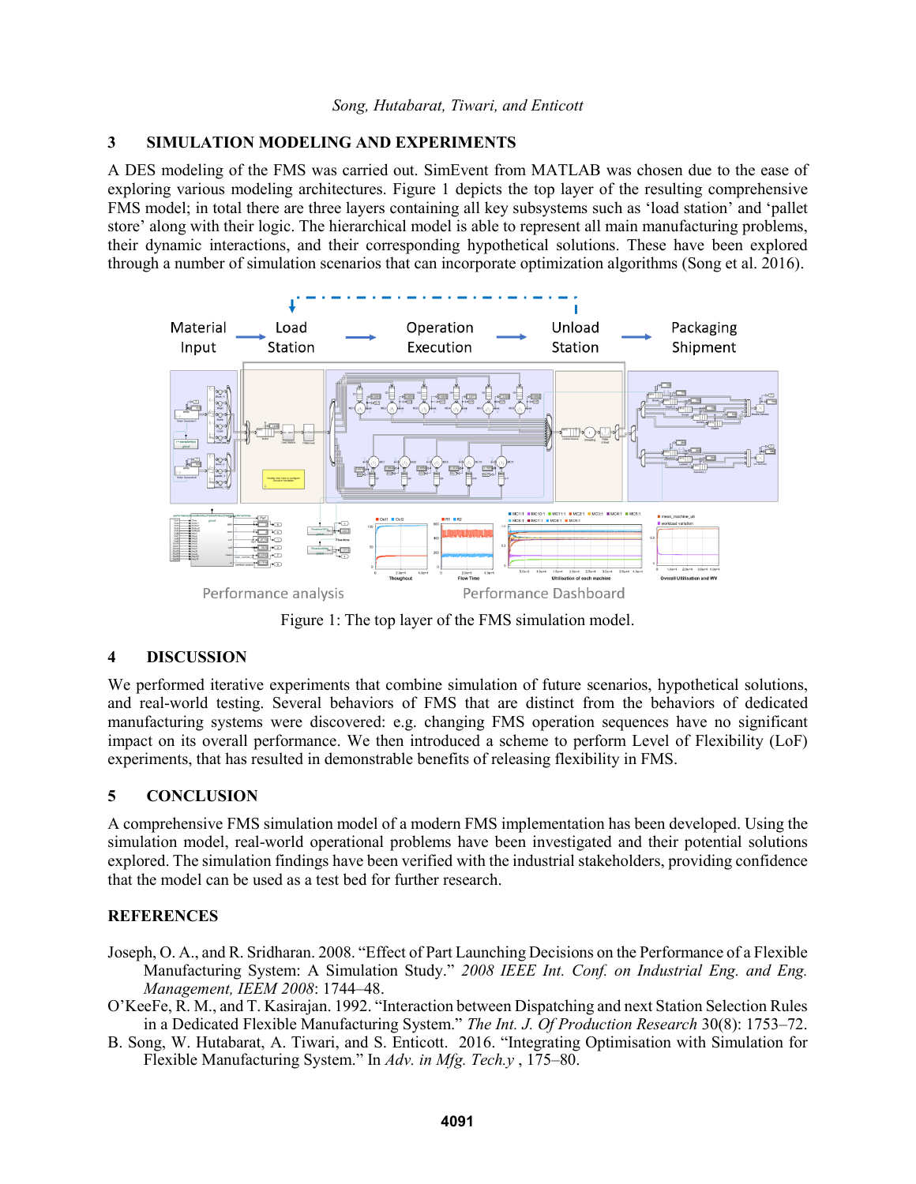## 3 SIMULATION MODELING AND EXPERIMENTS

A DES modeling of the FMS was carried out. SimEvent from MATLAB was chosen due to the ease of exploring various modeling architectures. Figure 1 depicts the top layer of the resulting comprehensive FMS model; in total there are three layers containing all key subsystems such as 'load station' and 'pallet store' along with their logic. The hierarchical model is able to represent all main manufacturing problems, their dynamic interactions, and their corresponding hypothetical solutions. These have been explored through a number of simulation scenarios that can incorporate optimization algorithms (Song et al. 2016).

Material Input
Load Station
Operation Execution
Unload Station
Packaging Shipment
Performance analysis
Performance Dashboard

Figure 1: The top layer of the FMS simulation model.

## 4 DISCUSSION

We performed iterative experiments that combine simulation of future scenarios, hypothetical solutions, and real-world testing. Several behaviors of FMS that are distinct from the behaviors of dedicated manufacturing systems were discovered: e.g. changing FMS operation sequences have no significant impact on its overall performance. We then introduced a scheme to perform Level of Flexibility (LoF) experiments, that has resulted in demonstrable benefits of releasing flexibility in FMS.

## 5 CONCLUSION

A comprehensive FMS simulation model of a modern FMS implementation has been developed. Using the simulation model, real-world operational problems have been investigated and their potential solutions explored. The simulation findings have been verified with the industrial stakeholders, providing confidence that the model can be used as a test bed for further research.

## REFERENCES

Joseph, O. A., and R. Sridharan. 2008. "Effect of Part Launching Decisions on the Performance of a Flexible Manufacturing System: A Simulation Study." *2008 IEEE Int. Conf. on Industrial Eng. and Eng. Management, IEEM 2008*: 1744–48.

O'KeeFe, R. M., and T. Kasirajan. 1992. "Interaction between Dispatching and next Station Selection Rules in a Dedicated Flexible Manufacturing System." *The Int. J. Of Production Research* 30(8): 1753–72.

B. Song, W. Hutabarat, A. Tiwari, and S. Enticott. 2016. "Integrating Optimisation with Simulation for Flexible Manufacturing System." In *Adv. in Mfg. Tech.y* , 175–80.